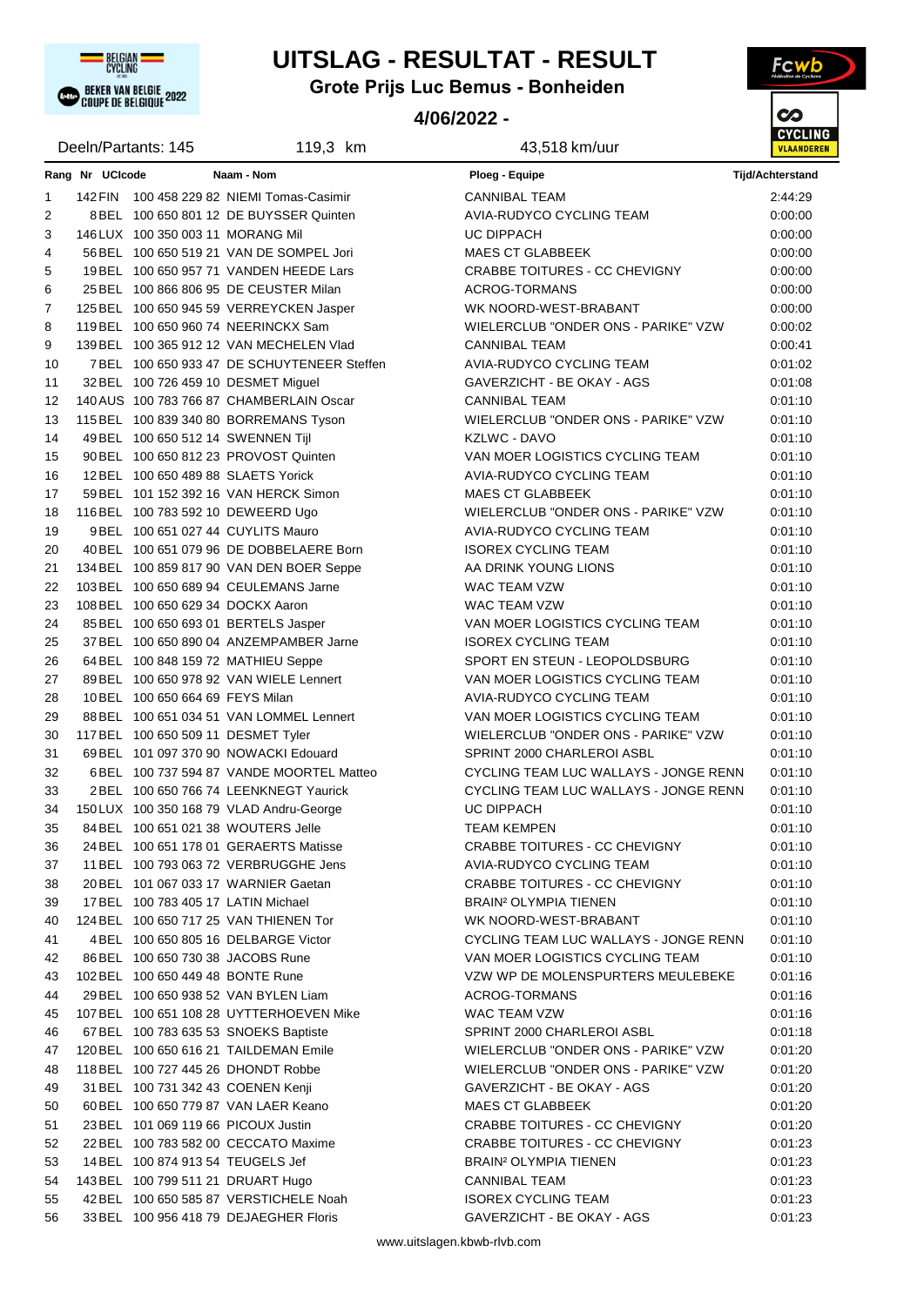# UITSLAG - RESULTAT - RESULT

## Grote Prijs Luc Bemus - Bonheiden

**4/06/2022 -**

Deeln/Partants: 145 | 119,3 km | 43,518 km/uur

| Rang | Nr | UCIcode | Naam - Nom | Ploeg - Equipe | Tijd/Achterstand |
|---|---|---|---|---|---|
| 1 | 142 | FIN 100 458 229 82 | NIEMI Tomas-Casimir | CANNIBAL TEAM | 2:44:29 |
| 2 | 8 | BEL 100 650 801 12 | DE BUYSSER Quinten | AVIA-RUDYCO CYCLING TEAM | 0:00:00 |
| 3 | 146 | LUX 100 350 003 11 | MORANG Mil | UC DIPPACH | 0:00:00 |
| 4 | 56 | BEL 100 650 519 21 | VAN DE SOMPEL Jori | MAES CT GLABBEEK | 0:00:00 |
| 5 | 19 | BEL 100 650 957 71 | VANDEN HEEDE Lars | CRABBE TOITURES - CC CHEVIGNY | 0:00:00 |
| 6 | 25 | BEL 100 866 806 95 | DE CEUSTER Milan | ACROG-TORMANS | 0:00:00 |
| 7 | 125 | BEL 100 650 945 59 | VERREYCKEN Jasper | WK NOORD-WEST-BRABANT | 0:00:00 |
| 8 | 119 | BEL 100 650 960 74 | NEERINCKX Sam | WIELERCLUB "ONDER ONS - PARIKE" VZW | 0:00:02 |
| 9 | 139 | BEL 100 365 912 12 | VAN MECHELEN Vlad | CANNIBAL TEAM | 0:00:41 |
| 10 | 7 | BEL 100 650 933 47 | DE SCHUYTENEER Steffen | AVIA-RUDYCO CYCLING TEAM | 0:01:02 |
| 11 | 32 | BEL 100 726 459 10 | DESMET Miguel | GAVERZICHT - BE OKAY - AGS | 0:01:08 |
| 12 | 140 | AUS 100 783 766 87 | CHAMBERLAIN Oscar | CANNIBAL TEAM | 0:01:10 |
| 13 | 115 | BEL 100 839 340 80 | BORREMANS Tyson | WIELERCLUB "ONDER ONS - PARIKE" VZW | 0:01:10 |
| 14 | 49 | BEL 100 650 512 14 | SWENNEN Tijl | KZLWC - DAVO | 0:01:10 |
| 15 | 90 | BEL 100 650 812 23 | PROVOST Quinten | VAN MOER LOGISTICS CYCLING TEAM | 0:01:10 |
| 16 | 12 | BEL 100 650 489 88 | SLAETS Yorick | AVIA-RUDYCO CYCLING TEAM | 0:01:10 |
| 17 | 59 | BEL 101 152 392 16 | VAN HERCK Simon | MAES CT GLABBEEK | 0:01:10 |
| 18 | 116 | BEL 100 783 592 10 | DEWEERD Ugo | WIELERCLUB "ONDER ONS - PARIKE" VZW | 0:01:10 |
| 19 | 9 | BEL 100 651 027 44 | CUYLITS Mauro | AVIA-RUDYCO CYCLING TEAM | 0:01:10 |
| 20 | 40 | BEL 100 651 079 96 | DE DOBBELAERE Born | ISOREX CYCLING TEAM | 0:01:10 |
| 21 | 134 | BEL 100 859 817 90 | VAN DEN BOER Seppe | AA DRINK YOUNG LIONS | 0:01:10 |
| 22 | 103 | BEL 100 650 689 94 | CEULEMANS Jarne | WAC TEAM VZW | 0:01:10 |
| 23 | 108 | BEL 100 650 629 34 | DOCKX Aaron | WAC TEAM VZW | 0:01:10 |
| 24 | 85 | BEL 100 650 693 01 | BERTELS Jasper | VAN MOER LOGISTICS CYCLING TEAM | 0:01:10 |
| 25 | 37 | BEL 100 650 890 04 | ANZEMPAMBER Jarne | ISOREX CYCLING TEAM | 0:01:10 |
| 26 | 64 | BEL 100 848 159 72 | MATHIEU Seppe | SPORT EN STEUN - LEOPOLDSBURG | 0:01:10 |
| 27 | 89 | BEL 100 650 978 92 | VAN WIELE Lennert | VAN MOER LOGISTICS CYCLING TEAM | 0:01:10 |
| 28 | 10 | BEL 100 650 664 69 | FEYS Milan | AVIA-RUDYCO CYCLING TEAM | 0:01:10 |
| 29 | 88 | BEL 100 651 034 51 | VAN LOMMEL Lennert | VAN MOER LOGISTICS CYCLING TEAM | 0:01:10 |
| 30 | 117 | BEL 100 650 509 11 | DESMET Tyler | WIELERCLUB "ONDER ONS - PARIKE" VZW | 0:01:10 |
| 31 | 69 | BEL 101 097 370 90 | NOWACKI Edouard | SPRINT 2000 CHARLEROI ASBL | 0:01:10 |
| 32 | 6 | BEL 100 737 594 87 | VANDE MOORTEL Matteo | CYCLING TEAM LUC WALLAYS - JONGE RENN | 0:01:10 |
| 33 | 2 | BEL 100 650 766 74 | LEENKNEGT Yaurick | CYCLING TEAM LUC WALLAYS - JONGE RENN | 0:01:10 |
| 34 | 150 | LUX 100 350 168 79 | VLAD Andru-George | UC DIPPACH | 0:01:10 |
| 35 | 84 | BEL 100 651 021 38 | WOUTERS Jelle | TEAM KEMPEN | 0:01:10 |
| 36 | 24 | BEL 100 651 178 01 | GERAERTS Matisse | CRABBE TOITURES - CC CHEVIGNY | 0:01:10 |
| 37 | 11 | BEL 100 793 063 72 | VERBRUGGHE Jens | AVIA-RUDYCO CYCLING TEAM | 0:01:10 |
| 38 | 20 | BEL 101 067 033 17 | WARNIER Gaetan | CRABBE TOITURES - CC CHEVIGNY | 0:01:10 |
| 39 | 17 | BEL 100 783 405 17 | LATIN Michael | BRAIN² OLYMPIA TIENEN | 0:01:10 |
| 40 | 124 | BEL 100 650 717 25 | VAN THIENEN Tor | WK NOORD-WEST-BRABANT | 0:01:10 |
| 41 | 4 | BEL 100 650 805 16 | DELBARGE Victor | CYCLING TEAM LUC WALLAYS - JONGE RENN | 0:01:10 |
| 42 | 86 | BEL 100 650 730 38 | JACOBS Rune | VAN MOER LOGISTICS CYCLING TEAM | 0:01:10 |
| 43 | 102 | BEL 100 650 449 48 | BONTE Rune | VZW WP DE MOLENSPURTERS MEULEBEKE | 0:01:16 |
| 44 | 29 | BEL 100 650 938 52 | VAN BYLEN Liam | ACROG-TORMANS | 0:01:16 |
| 45 | 107 | BEL 100 651 108 28 | UYTTERHOEVEN Mike | WAC TEAM VZW | 0:01:16 |
| 46 | 67 | BEL 100 783 635 53 | SNOEKS Baptiste | SPRINT 2000 CHARLEROI ASBL | 0:01:18 |
| 47 | 120 | BEL 100 650 616 21 | TAILDEMAN Emile | WIELERCLUB "ONDER ONS - PARIKE" VZW | 0:01:20 |
| 48 | 118 | BEL 100 727 445 26 | DHONDT Robbe | WIELERCLUB "ONDER ONS - PARIKE" VZW | 0:01:20 |
| 49 | 31 | BEL 100 731 342 43 | COENEN Kenji | GAVERZICHT - BE OKAY - AGS | 0:01:20 |
| 50 | 60 | BEL 100 650 779 87 | VAN LAER Keano | MAES CT GLABBEEK | 0:01:20 |
| 51 | 23 | BEL 101 069 119 66 | PICOUX Justin | CRABBE TOITURES - CC CHEVIGNY | 0:01:20 |
| 52 | 22 | BEL 100 783 582 00 | CECCATO Maxime | CRABBE TOITURES - CC CHEVIGNY | 0:01:23 |
| 53 | 14 | BEL 100 874 913 54 | TEUGELS Jef | BRAIN² OLYMPIA TIENEN | 0:01:23 |
| 54 | 143 | BEL 100 799 511 21 | DRUART Hugo | CANNIBAL TEAM | 0:01:23 |
| 55 | 42 | BEL 100 650 585 87 | VERSTICHELE Noah | ISOREX CYCLING TEAM | 0:01:23 |
| 56 | 33 | BEL 100 956 418 79 | DEJAEGHER Floris | GAVERZICHT - BE OKAY - AGS | 0:01:23 |

www.uitslagen.kbwb-rlvb.com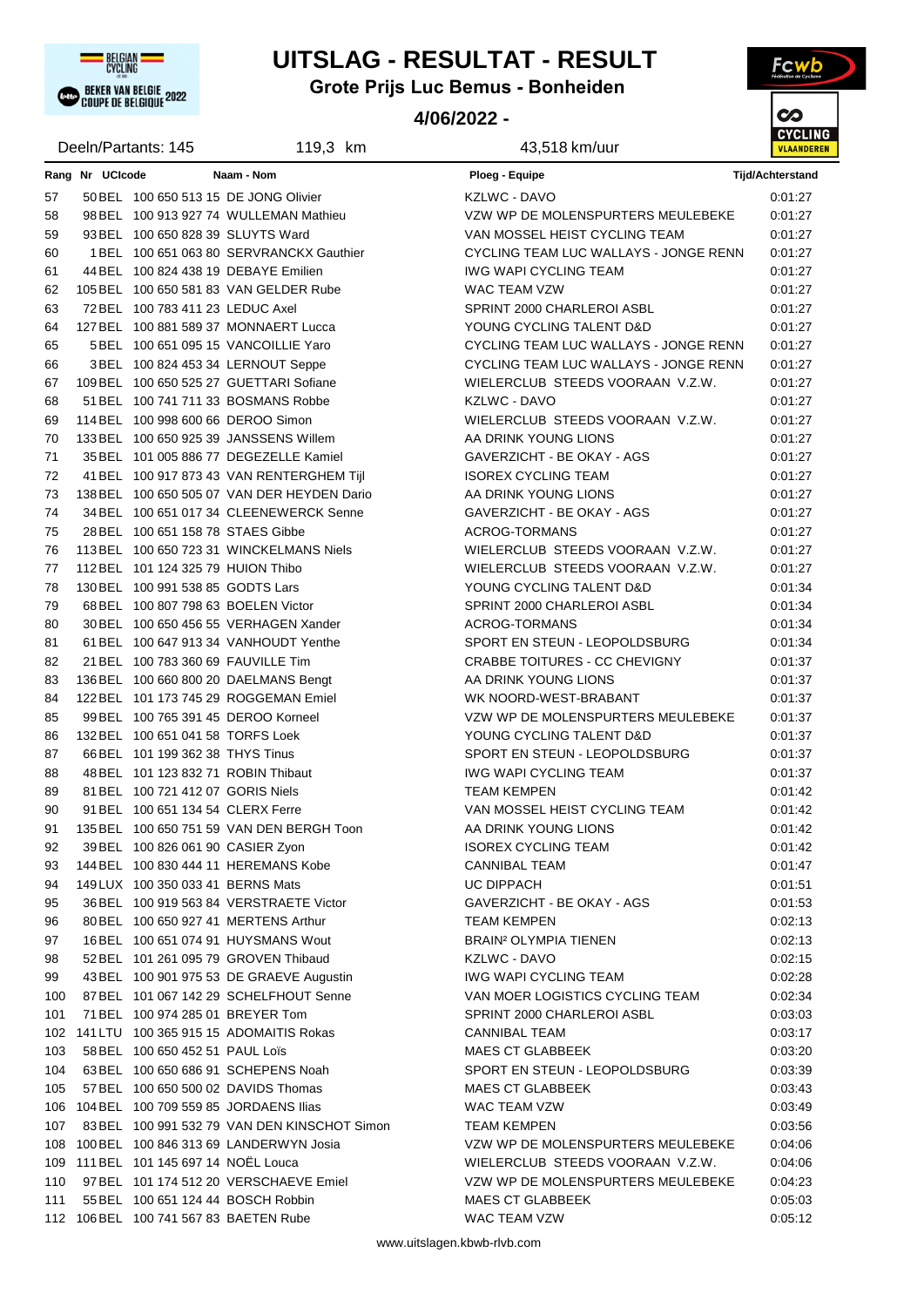# UITSLAG - RESULTAT - RESULT

## Grote Prijs Luc Bemus - Bonheiden

### 4/06/2022 -

Deeln/Partants: 145 | 119,3 km | 43,518 km/uur

| Rang | Nr | UCIcode | Naam - Nom | Ploeg - Equipe | Tijd/Achterstand |
|---|---|---|---|---|---|
| 57 | 50 | BEL 100 650 513 15 | DE JONG Olivier | KZLWC - DAVO | 0:01:27 |
| 58 | 98 | BEL 100 913 927 74 | WULLEMAN Mathieu | VZW WP DE MOLENSPURTERS MEULEBEKE | 0:01:27 |
| 59 | 93 | BEL 100 650 828 39 | SLUYTS Ward | VAN MOSSEL HEIST CYCLING TEAM | 0:01:27 |
| 60 | 1 | BEL 100 651 063 80 | SERVRANCKX Gauthier | CYCLING TEAM LUC WALLAYS - JONGE RENN | 0:01:27 |
| 61 | 44 | BEL 100 824 438 19 | DEBAYE Emilien | IWG WAPI CYCLING TEAM | 0:01:27 |
| 62 | 105 | BEL 100 650 581 83 | VAN GELDER Rube | WAC TEAM VZW | 0:01:27 |
| 63 | 72 | BEL 100 783 411 23 | LEDUC Axel | SPRINT 2000 CHARLEROI ASBL | 0:01:27 |
| 64 | 127 | BEL 100 881 589 37 | MONNAERT Lucca | YOUNG CYCLING TALENT D&D | 0:01:27 |
| 65 | 5 | BEL 100 651 095 15 | VANCOILLIE Yaro | CYCLING TEAM LUC WALLAYS - JONGE RENN | 0:01:27 |
| 66 | 3 | BEL 100 824 453 34 | LERNOUT Seppe | CYCLING TEAM LUC WALLAYS - JONGE RENN | 0:01:27 |
| 67 | 109 | BEL 100 650 525 27 | GUETTARI Sofiane | WIELERCLUB STEEDS VOORAAN V.Z.W. | 0:01:27 |
| 68 | 51 | BEL 100 741 711 33 | BOSMANS Robbe | KZLWC - DAVO | 0:01:27 |
| 69 | 114 | BEL 100 998 600 66 | DEROO Simon | WIELERCLUB STEEDS VOORAAN V.Z.W. | 0:01:27 |
| 70 | 133 | BEL 100 650 925 39 | JANSSENS Willem | AA DRINK YOUNG LIONS | 0:01:27 |
| 71 | 35 | BEL 101 005 886 77 | DEGEZELLE Kamiel | GAVERZICHT - BE OKAY - AGS | 0:01:27 |
| 72 | 41 | BEL 100 917 873 43 | VAN RENTERGHEM Tijl | ISOREX CYCLING TEAM | 0:01:27 |
| 73 | 138 | BEL 100 650 505 07 | VAN DER HEYDEN Dario | AA DRINK YOUNG LIONS | 0:01:27 |
| 74 | 34 | BEL 100 651 017 34 | CLEENEWERCK Senne | GAVERZICHT - BE OKAY - AGS | 0:01:27 |
| 75 | 28 | BEL 100 651 158 78 | STAES Gibbe | ACROG-TORMANS | 0:01:27 |
| 76 | 113 | BEL 100 650 723 31 | WINCKELMANS Niels | WIELERCLUB STEEDS VOORAAN V.Z.W. | 0:01:27 |
| 77 | 112 | BEL 101 124 325 79 | HUION Thibo | WIELERCLUB STEEDS VOORAAN V.Z.W. | 0:01:27 |
| 78 | 130 | BEL 100 991 538 85 | GODTS Lars | YOUNG CYCLING TALENT D&D | 0:01:34 |
| 79 | 68 | BEL 100 807 798 63 | BOELEN Victor | SPRINT 2000 CHARLEROI ASBL | 0:01:34 |
| 80 | 30 | BEL 100 650 456 55 | VERHAGEN Xander | ACROG-TORMANS | 0:01:34 |
| 81 | 61 | BEL 100 647 913 34 | VANHOUDT Yenthe | SPORT EN STEUN - LEOPOLDSBURG | 0:01:34 |
| 82 | 21 | BEL 100 783 360 69 | FAUVILLE Tim | CRABBE TOITURES - CC CHEVIGNY | 0:01:37 |
| 83 | 136 | BEL 100 660 800 20 | DAELMANS Bengt | AA DRINK YOUNG LIONS | 0:01:37 |
| 84 | 122 | BEL 101 173 745 29 | ROGGEMAN Emiel | WK NOORD-WEST-BRABANT | 0:01:37 |
| 85 | 99 | BEL 100 765 391 45 | DEROO Korneel | VZW WP DE MOLENSPURTERS MEULEBEKE | 0:01:37 |
| 86 | 132 | BEL 100 651 041 58 | TORFS Loek | YOUNG CYCLING TALENT D&D | 0:01:37 |
| 87 | 66 | BEL 101 199 362 38 | THYS Tinus | SPORT EN STEUN - LEOPOLDSBURG | 0:01:37 |
| 88 | 48 | BEL 101 123 832 71 | ROBIN Thibaut | IWG WAPI CYCLING TEAM | 0:01:37 |
| 89 | 81 | BEL 100 721 412 07 | GORIS Niels | TEAM KEMPEN | 0:01:42 |
| 90 | 91 | BEL 100 651 134 54 | CLERX Ferre | VAN MOSSEL HEIST CYCLING TEAM | 0:01:42 |
| 91 | 135 | BEL 100 650 751 59 | VAN DEN BERGH Toon | AA DRINK YOUNG LIONS | 0:01:42 |
| 92 | 39 | BEL 100 826 061 90 | CASIER Zyon | ISOREX CYCLING TEAM | 0:01:42 |
| 93 | 144 | BEL 100 830 444 11 | HEREMANS Kobe | CANNIBAL TEAM | 0:01:47 |
| 94 | 149 | LUX 100 350 033 41 | BERNS Mats | UC DIPPACH | 0:01:51 |
| 95 | 36 | BEL 100 919 563 84 | VERSTRAETE Victor | GAVERZICHT - BE OKAY - AGS | 0:01:53 |
| 96 | 80 | BEL 100 650 927 41 | MERTENS Arthur | TEAM KEMPEN | 0:02:13 |
| 97 | 16 | BEL 100 651 074 91 | HUYSMANS Wout | BRAIN² OLYMPIA TIENEN | 0:02:13 |
| 98 | 52 | BEL 101 261 095 79 | GROVEN Thibaud | KZLWC - DAVO | 0:02:15 |
| 99 | 43 | BEL 100 901 975 53 | DE GRAEVE Augustin | IWG WAPI CYCLING TEAM | 0:02:28 |
| 100 | 87 | BEL 101 067 142 29 | SCHELFHOUT Senne | VAN MOER LOGISTICS CYCLING TEAM | 0:02:34 |
| 101 | 71 | BEL 100 974 285 01 | BREYER Tom | SPRINT 2000 CHARLEROI ASBL | 0:03:03 |
| 102 | 141 | LTU 100 365 915 15 | ADOMAITIS Rokas | CANNIBAL TEAM | 0:03:17 |
| 103 | 58 | BEL 100 650 452 51 | PAUL Loïs | MAES CT GLABBEEK | 0:03:20 |
| 104 | 63 | BEL 100 650 686 91 | SCHEPENS Noah | SPORT EN STEUN - LEOPOLDSBURG | 0:03:39 |
| 105 | 57 | BEL 100 650 500 02 | DAVIDS Thomas | MAES CT GLABBEEK | 0:03:43 |
| 106 | 104 | BEL 100 709 559 85 | JORDAENS Ilias | WAC TEAM VZW | 0:03:49 |
| 107 | 83 | BEL 100 991 532 79 | VAN DEN KINSCHOT Simon | TEAM KEMPEN | 0:03:56 |
| 108 | 100 | BEL 100 846 313 69 | LANDERWYN Josia | VZW WP DE MOLENSPURTERS MEULEBEKE | 0:04:06 |
| 109 | 111 | BEL 101 145 697 14 | NOËL Louca | WIELERCLUB STEEDS VOORAAN V.Z.W. | 0:04:06 |
| 110 | 97 | BEL 101 174 512 20 | VERSCHAEVE Emiel | VZW WP DE MOLENSPURTERS MEULEBEKE | 0:04:23 |
| 111 | 55 | BEL 100 651 124 44 | BOSCH Robbin | MAES CT GLABBEEK | 0:05:03 |
| 112 | 106 | BEL 100 741 567 83 | BAETEN Rube | WAC TEAM VZW | 0:05:12 |

www.uitslagen.kbwb-rlvb.com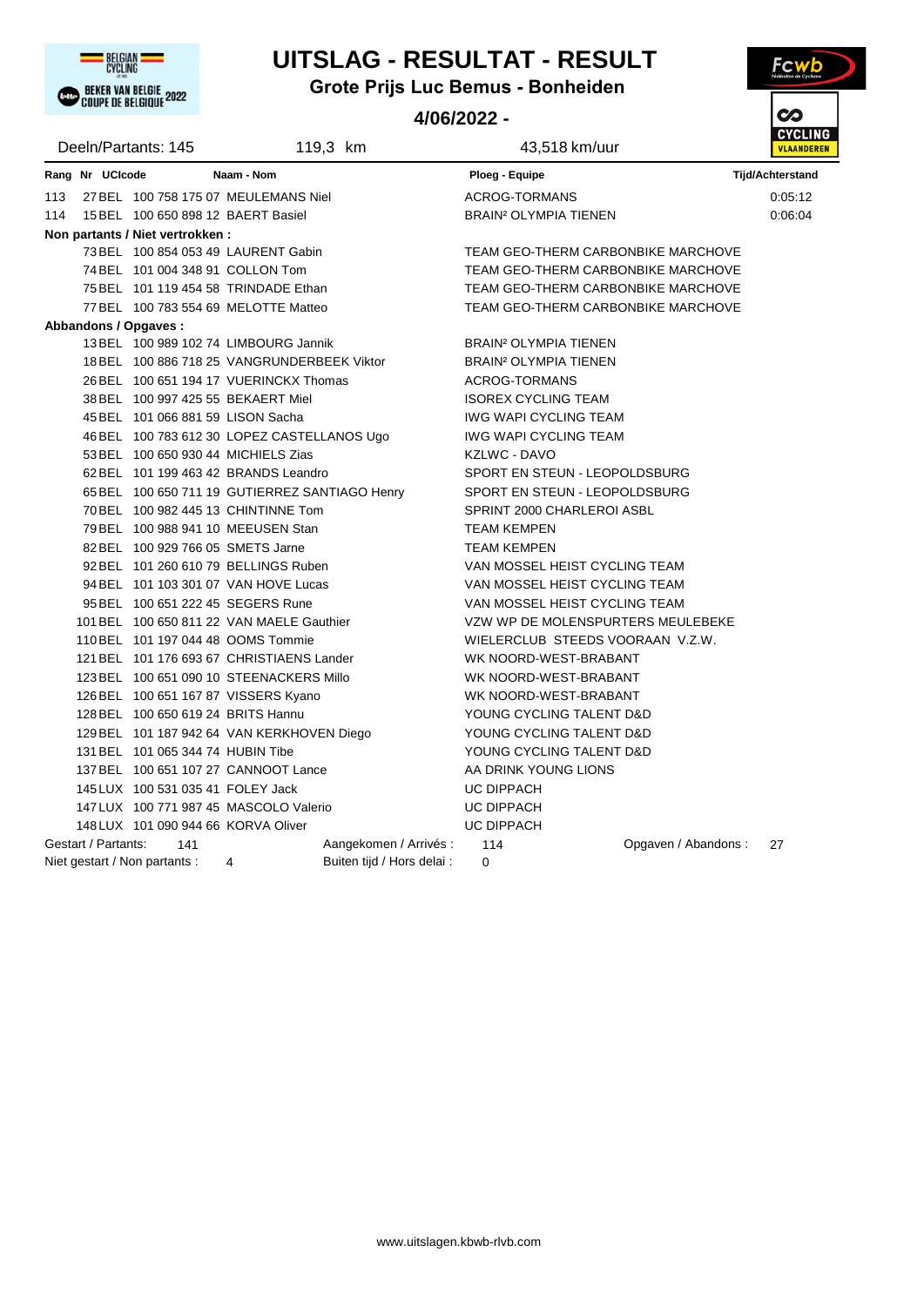# UITSLAG - RESULTAT - RESULT

## Grote Prijs Luc Bemus - Bonheiden

**4/06/2022 -**

Deeln/Partants: 145 | 119,3 km | 43,518 km/uur

| Rang | Nr | UCIcode | Naam - Nom | Ploeg - Equipe | Tijd/Achterstand |
|---|---|---|---|---|---|
| 113 | 27 | BEL 100 758 175 07 | MEULEMANS Niel | ACROG-TORMANS | 0:05:12 |
| 114 | 15 | BEL 100 650 898 12 | BAERT Basiel | BRAIN² OLYMPIA TIENEN | 0:06:04 |
| **Non partants / Niet vertrokken :** | | | | | |
| | 73 | BEL 100 854 053 49 | LAURENT Gabin | TEAM GEO-THERM CARBONBIKE MARCHOVE | |
| | 74 | BEL 101 004 348 91 | COLLON Tom | TEAM GEO-THERM CARBONBIKE MARCHOVE | |
| | 75 | BEL 101 119 454 58 | TRINDADE Ethan | TEAM GEO-THERM CARBONBIKE MARCHOVE | |
| | 77 | BEL 100 783 554 69 | MELOTTE Matteo | TEAM GEO-THERM CARBONBIKE MARCHOVE | |
| **Abbandons / Opgaves :** | | | | | |
| | 13 | BEL 100 989 102 74 | LIMBOURG Jannik | BRAIN² OLYMPIA TIENEN | |
| | 18 | BEL 100 886 718 25 | VANGRUNDERBEEK Viktor | BRAIN² OLYMPIA TIENEN | |
| | 26 | BEL 100 651 194 17 | VUERINCKX Thomas | ACROG-TORMANS | |
| | 38 | BEL 100 997 425 55 | BEKAERT Miel | ISOREX CYCLING TEAM | |
| | 45 | BEL 101 066 881 59 | LISON Sacha | IWG WAPI CYCLING TEAM | |
| | 46 | BEL 100 783 612 30 | LOPEZ CASTELLANOS Ugo | IWG WAPI CYCLING TEAM | |
| | 53 | BEL 100 650 930 44 | MICHIELS Zias | KZLWC - DAVO | |
| | 62 | BEL 101 199 463 42 | BRANDS Leandro | SPORT EN STEUN - LEOPOLDSBURG | |
| | 65 | BEL 100 650 711 19 | GUTIERREZ SANTIAGO Henry | SPORT EN STEUN - LEOPOLDSBURG | |
| | 70 | BEL 100 982 445 13 | CHINTINNE Tom | SPRINT 2000 CHARLEROI ASBL | |
| | 79 | BEL 100 988 941 10 | MEEUSEN Stan | TEAM KEMPEN | |
| | 82 | BEL 100 929 766 05 | SMETS Jarne | TEAM KEMPEN | |
| | 92 | BEL 101 260 610 79 | BELLINGS Ruben | VAN MOSSEL HEIST CYCLING TEAM | |
| | 94 | BEL 101 103 301 07 | VAN HOVE Lucas | VAN MOSSEL HEIST CYCLING TEAM | |
| | 95 | BEL 100 651 222 45 | SEGERS Rune | VAN MOSSEL HEIST CYCLING TEAM | |
| | 101 | BEL 100 650 811 22 | VAN MAELE Gauthier | VZW WP DE MOLENSPURTERS MEULEBEKE | |
| | 110 | BEL 101 197 044 48 | OOMS Tommie | WIELERCLUB STEEDS VOORAAN V.Z.W. | |
| | 121 | BEL 101 176 693 67 | CHRISTIAENS Lander | WK NOORD-WEST-BRABANT | |
| | 123 | BEL 100 651 090 10 | STEENACKERS Millo | WK NOORD-WEST-BRABANT | |
| | 126 | BEL 100 651 167 87 | VISSERS Kyano | WK NOORD-WEST-BRABANT | |
| | 128 | BEL 100 650 619 24 | BRITS Hannu | YOUNG CYCLING TALENT D&D | |
| | 129 | BEL 101 187 942 64 | VAN KERKHOVEN Diego | YOUNG CYCLING TALENT D&D | |
| | 131 | BEL 101 065 344 74 | HUBIN Tibe | YOUNG CYCLING TALENT D&D | |
| | 137 | BEL 100 651 107 27 | CANNOOT Lance | AA DRINK YOUNG LIONS | |
| | 145 | LUX 100 531 035 41 | FOLEY Jack | UC DIPPACH | |
| | 147 | LUX 100 771 987 45 | MASCOLO Valerio | UC DIPPACH | |
| | 148 | LUX 101 090 944 66 | KORVA Oliver | UC DIPPACH | |

Gestart / Partants: 141 | Aangekomen / Arrivés : 114 | Opgaven / Abandons : 27

Niet gestart / Non partants : 4 | Buiten tijd / Hors delai : 0

www.uitslagen.kbwb-rlvb.com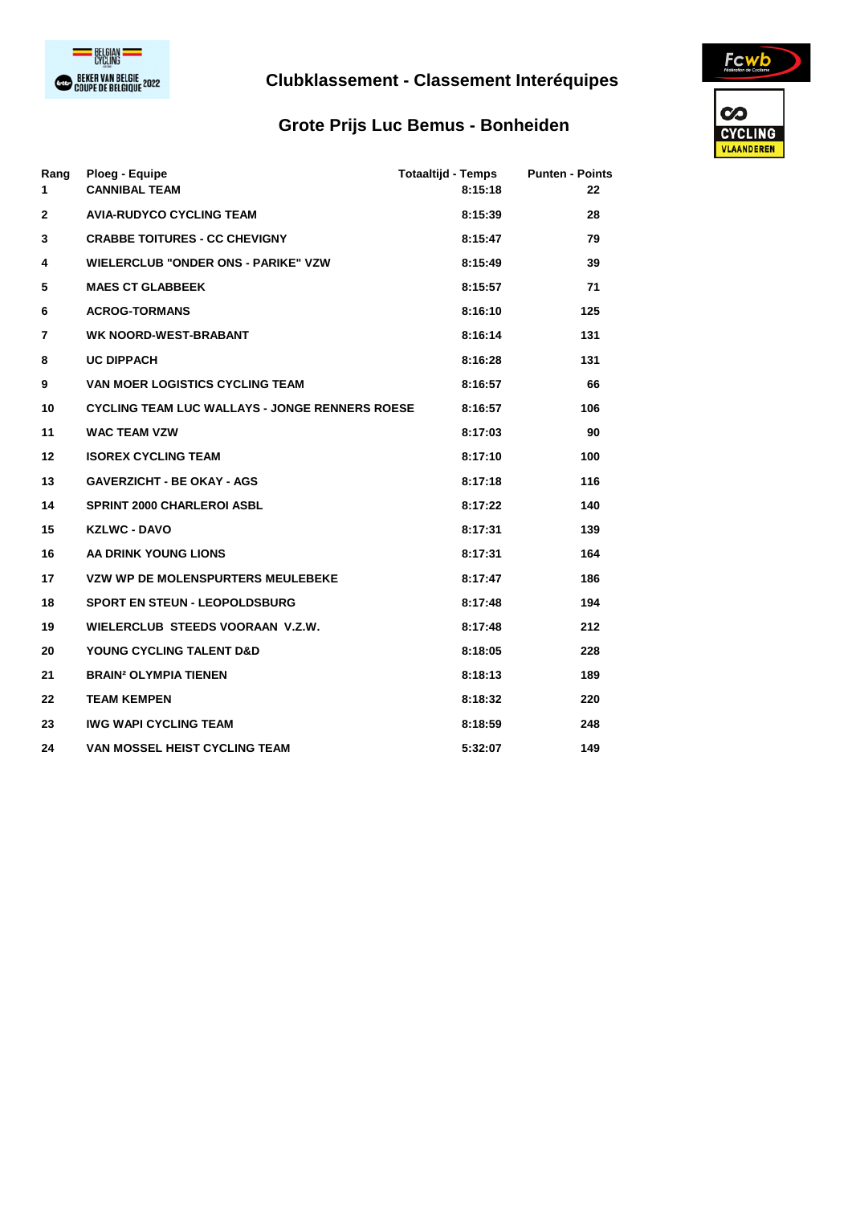# Clubklassement - Classement Interéquipes

## Grote Prijs Luc Bemus - Bonheiden

| Rang | Ploeg - Equipe | Totaaltijd - Temps | Punten - Points |
|---|---|---|---|
| 1 | CANNIBAL TEAM | 8:15:18 | 22 |
| 2 | AVIA-RUDYCO CYCLING TEAM | 8:15:39 | 28 |
| 3 | CRABBE TOITURES - CC CHEVIGNY | 8:15:47 | 79 |
| 4 | WIELERCLUB "ONDER ONS - PARIKE" VZW | 8:15:49 | 39 |
| 5 | MAES CT GLABBEEK | 8:15:57 | 71 |
| 6 | ACROG-TORMANS | 8:16:10 | 125 |
| 7 | WK NOORD-WEST-BRABANT | 8:16:14 | 131 |
| 8 | UC DIPPACH | 8:16:28 | 131 |
| 9 | VAN MOER LOGISTICS CYCLING TEAM | 8:16:57 | 66 |
| 10 | CYCLING TEAM LUC WALLAYS - JONGE RENNERS ROESE | 8:16:57 | 106 |
| 11 | WAC TEAM VZW | 8:17:03 | 90 |
| 12 | ISOREX CYCLING TEAM | 8:17:10 | 100 |
| 13 | GAVERZICHT - BE OKAY - AGS | 8:17:18 | 116 |
| 14 | SPRINT 2000 CHARLEROI ASBL | 8:17:22 | 140 |
| 15 | KZLWC - DAVO | 8:17:31 | 139 |
| 16 | AA DRINK YOUNG LIONS | 8:17:31 | 164 |
| 17 | VZW WP DE MOLENSPURTERS MEULEBEKE | 8:17:47 | 186 |
| 18 | SPORT EN STEUN - LEOPOLDSBURG | 8:17:48 | 194 |
| 19 | WIELERCLUB STEEDS VOORAAN V.Z.W. | 8:17:48 | 212 |
| 20 | YOUNG CYCLING TALENT D&D | 8:18:05 | 228 |
| 21 | BRAIN² OLYMPIA TIENEN | 8:18:13 | 189 |
| 22 | TEAM KEMPEN | 8:18:32 | 220 |
| 23 | IWG WAPI CYCLING TEAM | 8:18:59 | 248 |
| 24 | VAN MOSSEL HEIST CYCLING TEAM | 5:32:07 | 149 |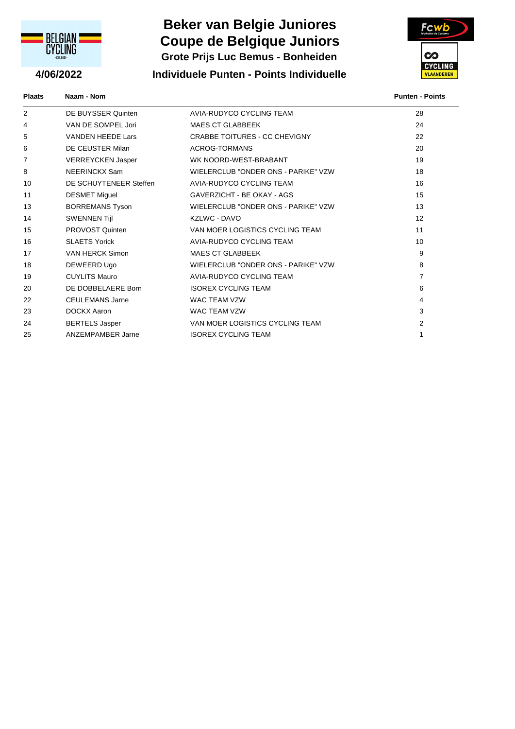# Beker van Belgie Juniores
# Coupe de Belgique Juniors

### Grote Prijs Luc Bemus - Bonheiden

**4/06/2022**

### Individuele Punten - Points Individuelle

| Plaats | Naam - Nom | | Punten - Points |
|---|---|---|---|
| 2 | DE BUYSSER Quinten | AVIA-RUDYCO CYCLING TEAM | 28 |
| 4 | VAN DE SOMPEL Jori | MAES CT GLABBEEK | 24 |
| 5 | VANDEN HEEDE Lars | CRABBE TOITURES - CC CHEVIGNY | 22 |
| 6 | DE CEUSTER Milan | ACROG-TORMANS | 20 |
| 7 | VERREYCKEN Jasper | WK NOORD-WEST-BRABANT | 19 |
| 8 | NEERINCKX Sam | WIELERCLUB "ONDER ONS - PARIKE" VZW | 18 |
| 10 | DE SCHUYTENEER Steffen | AVIA-RUDYCO CYCLING TEAM | 16 |
| 11 | DESMET Miguel | GAVERZICHT - BE OKAY - AGS | 15 |
| 13 | BORREMANS Tyson | WIELERCLUB "ONDER ONS - PARIKE" VZW | 13 |
| 14 | SWENNEN Tijl | KZLWC - DAVO | 12 |
| 15 | PROVOST Quinten | VAN MOER LOGISTICS CYCLING TEAM | 11 |
| 16 | SLAETS Yorick | AVIA-RUDYCO CYCLING TEAM | 10 |
| 17 | VAN HERCK Simon | MAES CT GLABBEEK | 9 |
| 18 | DEWEERD Ugo | WIELERCLUB "ONDER ONS - PARIKE" VZW | 8 |
| 19 | CUYLITS Mauro | AVIA-RUDYCO CYCLING TEAM | 7 |
| 20 | DE DOBBELAERE Born | ISOREX CYCLING TEAM | 6 |
| 22 | CEULEMANS Jarne | WAC TEAM VZW | 4 |
| 23 | DOCKX Aaron | WAC TEAM VZW | 3 |
| 24 | BERTELS Jasper | VAN MOER LOGISTICS CYCLING TEAM | 2 |
| 25 | ANZEMPAMBER Jarne | ISOREX CYCLING TEAM | 1 |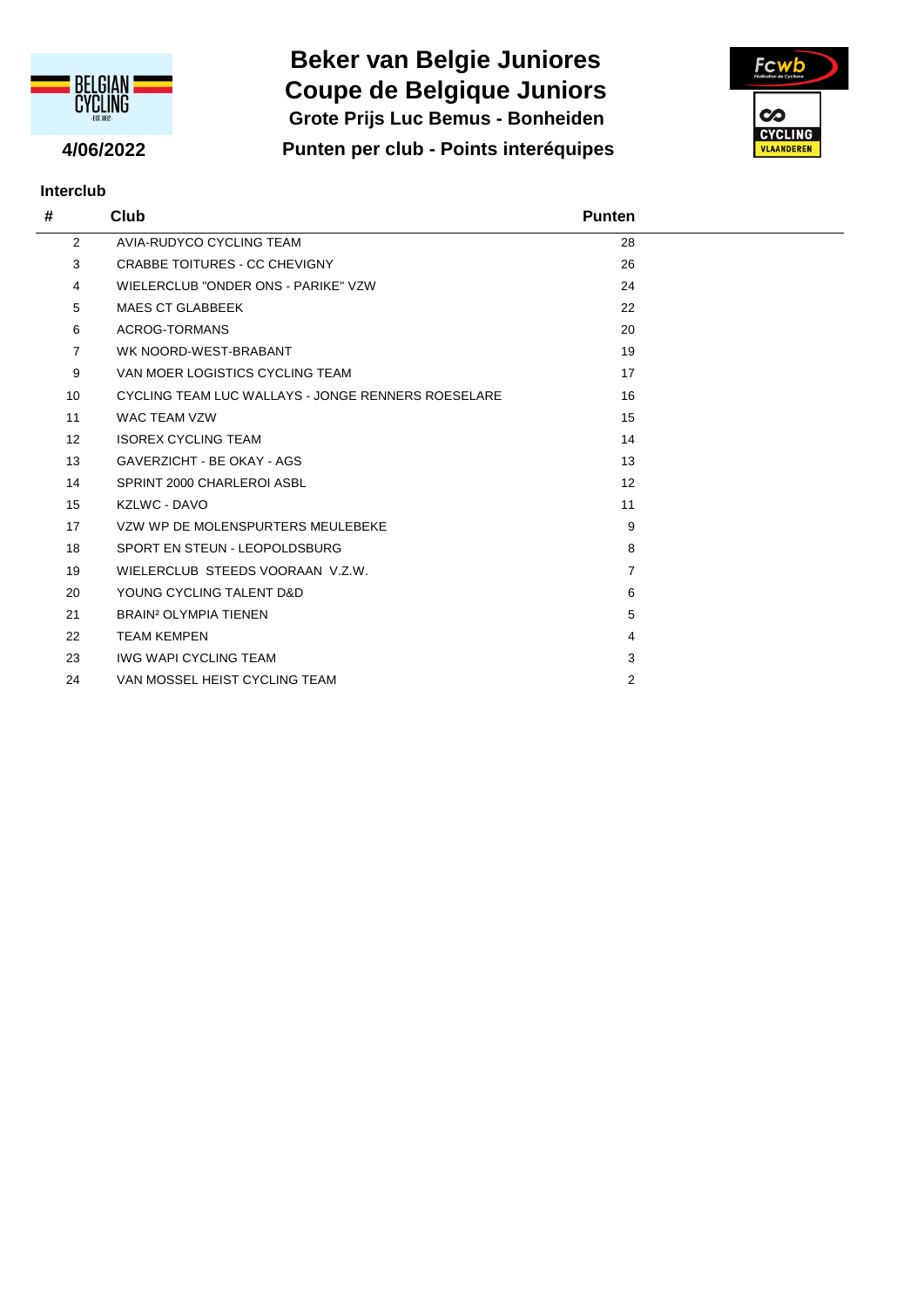# Beker van Belgie Juniores
# Coupe de Belgique Juniors
## Grote Prijs Luc Bemus - Bonheiden

**4/06/2022**

## Punten per club - Points interéquipes

**Interclub**

| # | Club | Punten |
|---|---|---|
| 2 | AVIA-RUDYCO CYCLING TEAM | 28 |
| 3 | CRABBE TOITURES - CC CHEVIGNY | 26 |
| 4 | WIELERCLUB "ONDER ONS - PARIKE" VZW | 24 |
| 5 | MAES CT GLABBEEK | 22 |
| 6 | ACROG-TORMANS | 20 |
| 7 | WK NOORD-WEST-BRABANT | 19 |
| 9 | VAN MOER LOGISTICS CYCLING TEAM | 17 |
| 10 | CYCLING TEAM LUC WALLAYS - JONGE RENNERS ROESELARE | 16 |
| 11 | WAC TEAM VZW | 15 |
| 12 | ISOREX CYCLING TEAM | 14 |
| 13 | GAVERZICHT - BE OKAY - AGS | 13 |
| 14 | SPRINT 2000 CHARLEROI ASBL | 12 |
| 15 | KZLWC - DAVO | 11 |
| 17 | VZW WP DE MOLENSPURTERS MEULEBEKE | 9 |
| 18 | SPORT EN STEUN - LEOPOLDSBURG | 8 |
| 19 | WIELERCLUB STEEDS VOORAAN V.Z.W. | 7 |
| 20 | YOUNG CYCLING TALENT D&D | 6 |
| 21 | BRAIN² OLYMPIA TIENEN | 5 |
| 22 | TEAM KEMPEN | 4 |
| 23 | IWG WAPI CYCLING TEAM | 3 |
| 24 | VAN MOSSEL HEIST CYCLING TEAM | 2 |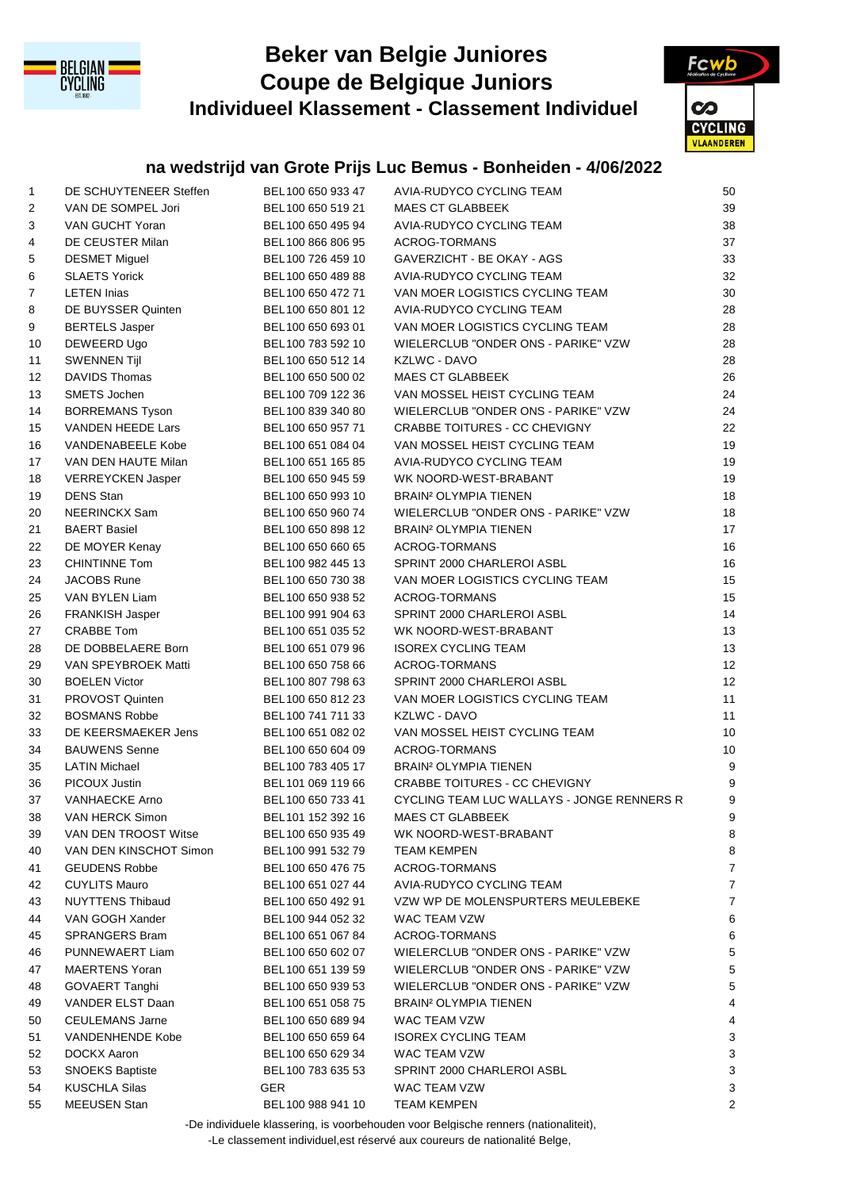# Beker van Belgie Juniores
# Coupe de Belgique Juniors
## Individueel Klassement - Classement Individuel

### na wedstrijd van Grote Prijs Luc Bemus - Bonheiden - 4/06/2022

| | | | | |
|---|---|---|---|---|
| 1 | DE SCHUYTENEER Steffen | BEL100 650 933 47 | AVIA-RUDYCO CYCLING TEAM | 50 |
| 2 | VAN DE SOMPEL Jori | BEL100 650 519 21 | MAES CT GLABBEEK | 39 |
| 3 | VAN GUCHT Yoran | BEL100 650 495 94 | AVIA-RUDYCO CYCLING TEAM | 38 |
| 4 | DE CEUSTER Milan | BEL100 866 806 95 | ACROG-TORMANS | 37 |
| 5 | DESMET Miguel | BEL100 726 459 10 | GAVERZICHT - BE OKAY - AGS | 33 |
| 6 | SLAETS Yorick | BEL100 650 489 88 | AVIA-RUDYCO CYCLING TEAM | 32 |
| 7 | LETEN Inias | BEL100 650 472 71 | VAN MOER LOGISTICS CYCLING TEAM | 30 |
| 8 | DE BUYSSER Quinten | BEL100 650 801 12 | AVIA-RUDYCO CYCLING TEAM | 28 |
| 9 | BERTELS Jasper | BEL100 650 693 01 | VAN MOER LOGISTICS CYCLING TEAM | 28 |
| 10 | DEWEERD Ugo | BEL100 783 592 10 | WIELERCLUB "ONDER ONS - PARIKE" VZW | 28 |
| 11 | SWENNEN Tijl | BEL100 650 512 14 | KZLWC - DAVO | 28 |
| 12 | DAVIDS Thomas | BEL100 650 500 02 | MAES CT GLABBEEK | 26 |
| 13 | SMETS Jochen | BEL100 709 122 36 | VAN MOSSEL HEIST CYCLING TEAM | 24 |
| 14 | BORREMANS Tyson | BEL100 839 340 80 | WIELERCLUB "ONDER ONS - PARIKE" VZW | 24 |
| 15 | VANDEN HEEDE Lars | BEL100 650 957 71 | CRABBE TOITURES - CC CHEVIGNY | 22 |
| 16 | VANDENABEELE Kobe | BEL100 651 084 04 | VAN MOSSEL HEIST CYCLING TEAM | 19 |
| 17 | VAN DEN HAUTE Milan | BEL100 651 165 85 | AVIA-RUDYCO CYCLING TEAM | 19 |
| 18 | VERREYCKEN Jasper | BEL100 650 945 59 | WK NOORD-WEST-BRABANT | 19 |
| 19 | DENS Stan | BEL100 650 993 10 | BRAIN² OLYMPIA TIENEN | 18 |
| 20 | NEERINCKX Sam | BEL100 650 960 74 | WIELERCLUB "ONDER ONS - PARIKE" VZW | 18 |
| 21 | BAERT Basiel | BEL100 650 898 12 | BRAIN² OLYMPIA TIENEN | 17 |
| 22 | DE MOYER Kenay | BEL100 650 660 65 | ACROG-TORMANS | 16 |
| 23 | CHINTINNE Tom | BEL100 982 445 13 | SPRINT 2000 CHARLEROI ASBL | 16 |
| 24 | JACOBS Rune | BEL100 650 730 38 | VAN MOER LOGISTICS CYCLING TEAM | 15 |
| 25 | VAN BYLEN Liam | BEL100 650 938 52 | ACROG-TORMANS | 15 |
| 26 | FRANKISH Jasper | BEL100 991 904 63 | SPRINT 2000 CHARLEROI ASBL | 14 |
| 27 | CRABBE Tom | BEL100 651 035 52 | WK NOORD-WEST-BRABANT | 13 |
| 28 | DE DOBBELAERE Born | BEL100 651 079 96 | ISOREX CYCLING TEAM | 13 |
| 29 | VAN SPEYBROEK Matti | BEL100 650 758 66 | ACROG-TORMANS | 12 |
| 30 | BOELEN Victor | BEL100 807 798 63 | SPRINT 2000 CHARLEROI ASBL | 12 |
| 31 | PROVOST Quinten | BEL100 650 812 23 | VAN MOER LOGISTICS CYCLING TEAM | 11 |
| 32 | BOSMANS Robbe | BEL100 741 711 33 | KZLWC - DAVO | 11 |
| 33 | DE KEERSMAEKER Jens | BEL100 651 082 02 | VAN MOSSEL HEIST CYCLING TEAM | 10 |
| 34 | BAUWENS Senne | BEL100 650 604 09 | ACROG-TORMANS | 10 |
| 35 | LATIN Michael | BEL100 783 405 17 | BRAIN² OLYMPIA TIENEN | 9 |
| 36 | PICOUX Justin | BEL101 069 119 66 | CRABBE TOITURES - CC CHEVIGNY | 9 |
| 37 | VANHAECKE Arno | BEL100 650 733 41 | CYCLING TEAM LUC WALLAYS - JONGE RENNERS R | 9 |
| 38 | VAN HERCK Simon | BEL101 152 392 16 | MAES CT GLABBEEK | 9 |
| 39 | VAN DEN TROOST Witse | BEL100 650 935 49 | WK NOORD-WEST-BRABANT | 8 |
| 40 | VAN DEN KINSCHOT Simon | BEL100 991 532 79 | TEAM KEMPEN | 8 |
| 41 | GEUDENS Robbe | BEL100 650 476 75 | ACROG-TORMANS | 7 |
| 42 | CUYLITS Mauro | BEL100 651 027 44 | AVIA-RUDYCO CYCLING TEAM | 7 |
| 43 | NUYTTENS Thibaud | BEL100 650 492 91 | VZW WP DE MOLENSPURTERS MEULEBEKE | 7 |
| 44 | VAN GOGH Xander | BEL100 944 052 32 | WAC TEAM VZW | 6 |
| 45 | SPRANGERS Bram | BEL100 651 067 84 | ACROG-TORMANS | 6 |
| 46 | PUNNEWAERT Liam | BEL100 650 602 07 | WIELERCLUB "ONDER ONS - PARIKE" VZW | 5 |
| 47 | MAERTENS Yoran | BEL100 651 139 59 | WIELERCLUB "ONDER ONS - PARIKE" VZW | 5 |
| 48 | GOVAERT Tanghi | BEL100 650 939 53 | WIELERCLUB "ONDER ONS - PARIKE" VZW | 5 |
| 49 | VANDER ELST Daan | BEL100 651 058 75 | BRAIN² OLYMPIA TIENEN | 4 |
| 50 | CEULEMANS Jarne | BEL100 650 689 94 | WAC TEAM VZW | 4 |
| 51 | VANDENHENDE Kobe | BEL100 650 659 64 | ISOREX CYCLING TEAM | 3 |
| 52 | DOCKX Aaron | BEL100 650 629 34 | WAC TEAM VZW | 3 |
| 53 | SNOEKS Baptiste | BEL100 783 635 53 | SPRINT 2000 CHARLEROI ASBL | 3 |
| 54 | KUSCHLA Silas | GER | WAC TEAM VZW | 3 |
| 55 | MEEUSEN Stan | BEL100 988 941 10 | TEAM KEMPEN | 2 |

-De individuele klassering, is voorbehouden voor Belgische renners (nationaliteit),

-Le classement individuel,est réservé aux coureurs de nationalité Belge,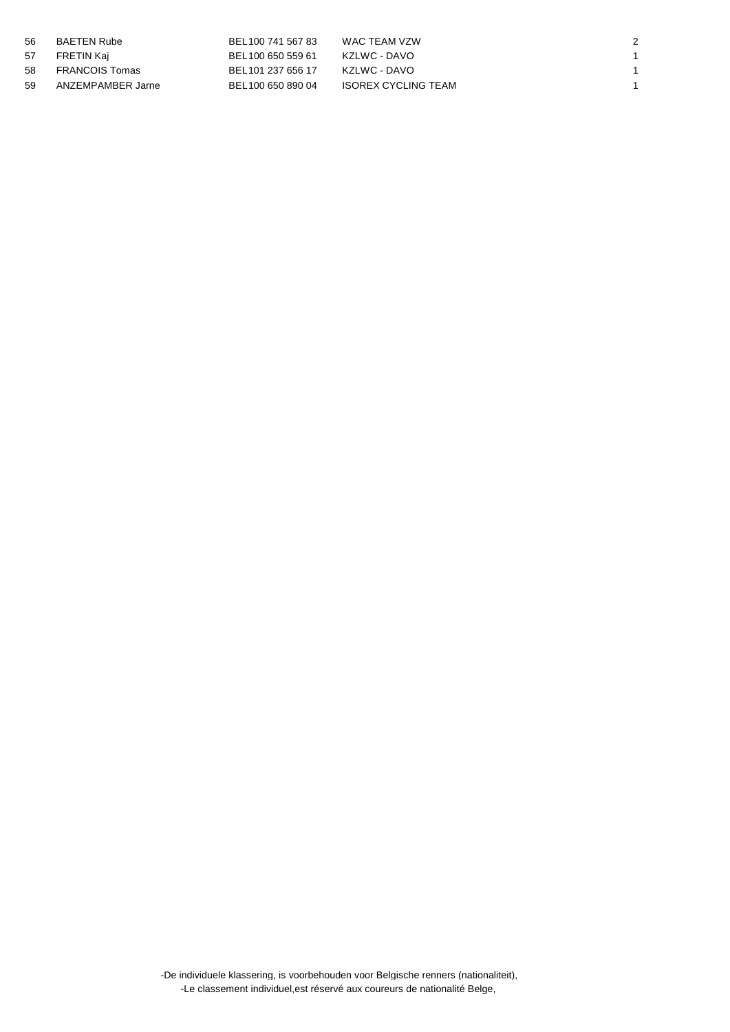| | | | | |
|---|---|---|---|---|
| 56 | BAETEN Rube | BEL100 741 567 83 | WAC TEAM VZW | 2 |
| 57 | FRETIN Kaj | BEL100 650 559 61 | KZLWC - DAVO | 1 |
| 58 | FRANCOIS Tomas | BEL101 237 656 17 | KZLWC - DAVO | 1 |
| 59 | ANZEMPAMBER Jarne | BEL100 650 890 04 | ISOREX CYCLING TEAM | 1 |

-De individuele klassering, is voorbehouden voor Belgische renners (nationaliteit),

-Le classement individuel,est réservé aux coureurs de nationalité Belge,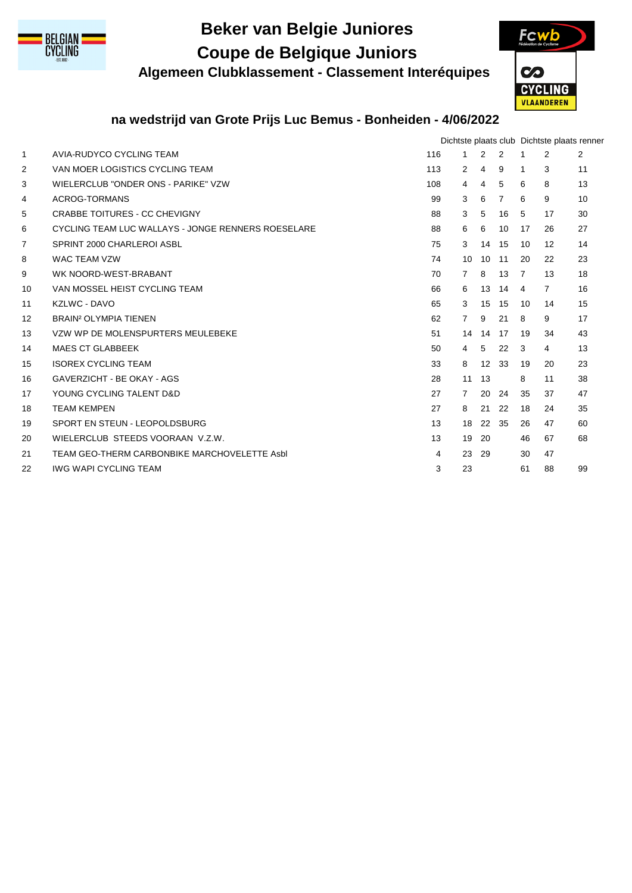# Beker van Belgie Juniores

# Coupe de Belgique Juniors

## Algemeen Clubklassement - Classement Interéquipes

### na wedstrijd van Grote Prijs Luc Bemus - Bonheiden - 4/06/2022

| | | | Dichtste plaats club | | | Dichtste plaats renner | | |
|---|---|---|---|---|---|---|---|---|
| 1 | AVIA-RUDYCO CYCLING TEAM | 116 | 1 | 2 | 2 | 1 | 2 | 2 |
| 2 | VAN MOER LOGISTICS CYCLING TEAM | 113 | 2 | 4 | 9 | 1 | 3 | 11 |
| 3 | WIELERCLUB "ONDER ONS - PARIKE" VZW | 108 | 4 | 4 | 5 | 6 | 8 | 13 |
| 4 | ACROG-TORMANS | 99 | 3 | 6 | 7 | 6 | 9 | 10 |
| 5 | CRABBE TOITURES - CC CHEVIGNY | 88 | 3 | 5 | 16 | 5 | 17 | 30 |
| 6 | CYCLING TEAM LUC WALLAYS - JONGE RENNERS ROESELARE | 88 | 6 | 6 | 10 | 17 | 26 | 27 |
| 7 | SPRINT 2000 CHARLEROI ASBL | 75 | 3 | 14 | 15 | 10 | 12 | 14 |
| 8 | WAC TEAM VZW | 74 | 10 | 10 | 11 | 20 | 22 | 23 |
| 9 | WK NOORD-WEST-BRABANT | 70 | 7 | 8 | 13 | 7 | 13 | 18 |
| 10 | VAN MOSSEL HEIST CYCLING TEAM | 66 | 6 | 13 | 14 | 4 | 7 | 16 |
| 11 | KZLWC - DAVO | 65 | 3 | 15 | 15 | 10 | 14 | 15 |
| 12 | BRAIN² OLYMPIA TIENEN | 62 | 7 | 9 | 21 | 8 | 9 | 17 |
| 13 | VZW WP DE MOLENSPURTERS MEULEBEKE | 51 | 14 | 14 | 17 | 19 | 34 | 43 |
| 14 | MAES CT GLABBEEK | 50 | 4 | 5 | 22 | 3 | 4 | 13 |
| 15 | ISOREX CYCLING TEAM | 33 | 8 | 12 | 33 | 19 | 20 | 23 |
| 16 | GAVERZICHT - BE OKAY - AGS | 28 | 11 | 13 | | 8 | 11 | 38 |
| 17 | YOUNG CYCLING TALENT D&D | 27 | 7 | 20 | 24 | 35 | 37 | 47 |
| 18 | TEAM KEMPEN | 27 | 8 | 21 | 22 | 18 | 24 | 35 |
| 19 | SPORT EN STEUN - LEOPOLDSBURG | 13 | 18 | 22 | 35 | 26 | 47 | 60 |
| 20 | WIELERCLUB STEEDS VOORAAN V.Z.W. | 13 | 19 | 20 | | 46 | 67 | 68 |
| 21 | TEAM GEO-THERM CARBONBIKE MARCHOVELETTE Asbl | 4 | 23 | 29 | | 30 | 47 | |
| 22 | IWG WAPI CYCLING TEAM | 3 | 23 | | | 61 | 88 | 99 |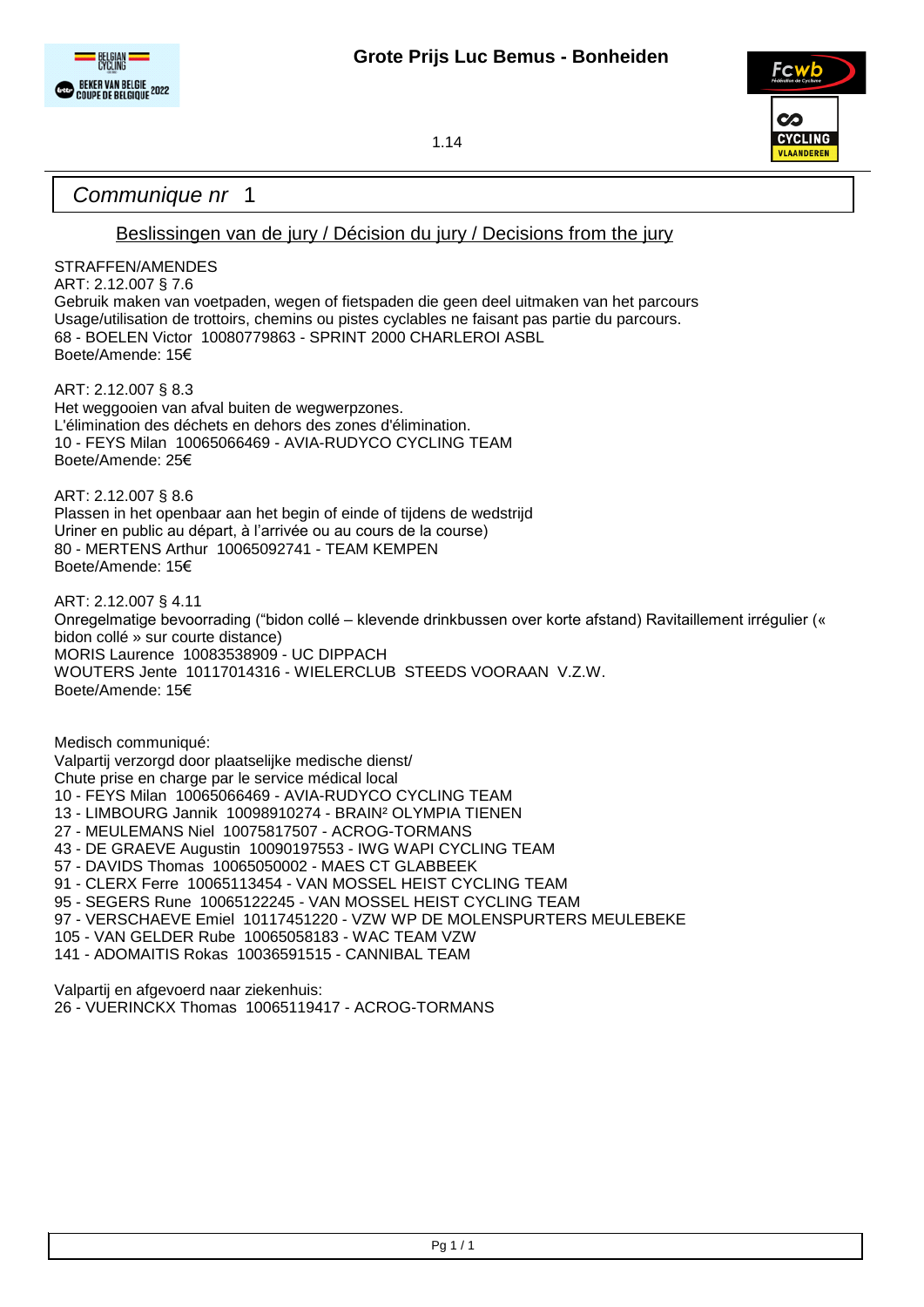# Grote Prijs Luc Bemus - Bonheiden

1.14

## *Communique nr* 1

### Beslissingen van de jury / Décision du jury / Decisions from the jury

STRAFFEN/AMENDES
ART: 2.12.007 § 7.6
Gebruik maken van voetpaden, wegen of fietspaden die geen deel uitmaken van het parcours
Usage/utilisation de trottoirs, chemins ou pistes cyclables ne faisant pas partie du parcours.
68 - BOELEN Victor 10080779863 - SPRINT 2000 CHARLEROI ASBL
Boete/Amende: 15€

ART: 2.12.007 § 8.3
Het weggooien van afval buiten de wegwerpzones.
L'élimination des déchets en dehors des zones d'élimination.
10 - FEYS Milan 10065066469 - AVIA-RUDYCO CYCLING TEAM
Boete/Amende: 25€

ART: 2.12.007 § 8.6
Plassen in het openbaar aan het begin of einde of tijdens de wedstrijd
Uriner en public au départ, à l'arrivée ou au cours de la course)
80 - MERTENS Arthur 10065092741 - TEAM KEMPEN
Boete/Amende: 15€

ART: 2.12.007 § 4.11
Onregelmatige bevoorrading ("bidon collé – klevende drinkbussen over korte afstand) Ravitaillement irrégulier (« bidon collé » sur courte distance)
MORIS Laurence 10083538909 - UC DIPPACH
WOUTERS Jente 10117014316 - WIELERCLUB STEEDS VOORAAN V.Z.W.
Boete/Amende: 15€

Medisch communiqué:
Valpartij verzorgd door plaatselijke medische dienst/
Chute prise en charge par le service médical local
10 - FEYS Milan 10065066469 - AVIA-RUDYCO CYCLING TEAM
13 - LIMBOURG Jannik 10098910274 - BRAIN² OLYMPIA TIENEN
27 - MEULEMANS Niel 10075817507 - ACROG-TORMANS
43 - DE GRAEVE Augustin 10090197553 - IWG WAPI CYCLING TEAM
57 - DAVIDS Thomas 10065050002 - MAES CT GLABBEEK
91 - CLERX Ferre 10065113454 - VAN MOSSEL HEIST CYCLING TEAM
95 - SEGERS Rune 10065122245 - VAN MOSSEL HEIST CYCLING TEAM
97 - VERSCHAEVE Emiel 10117451220 - VZW WP DE MOLENSPURTERS MEULEBEKE
105 - VAN GELDER Rube 10065058183 - WAC TEAM VZW
141 - ADOMAITIS Rokas 10036591515 - CANNIBAL TEAM

Valpartij en afgevoerd naar ziekenhuis:
26 - VUERINCKX Thomas 10065119417 - ACROG-TORMANS